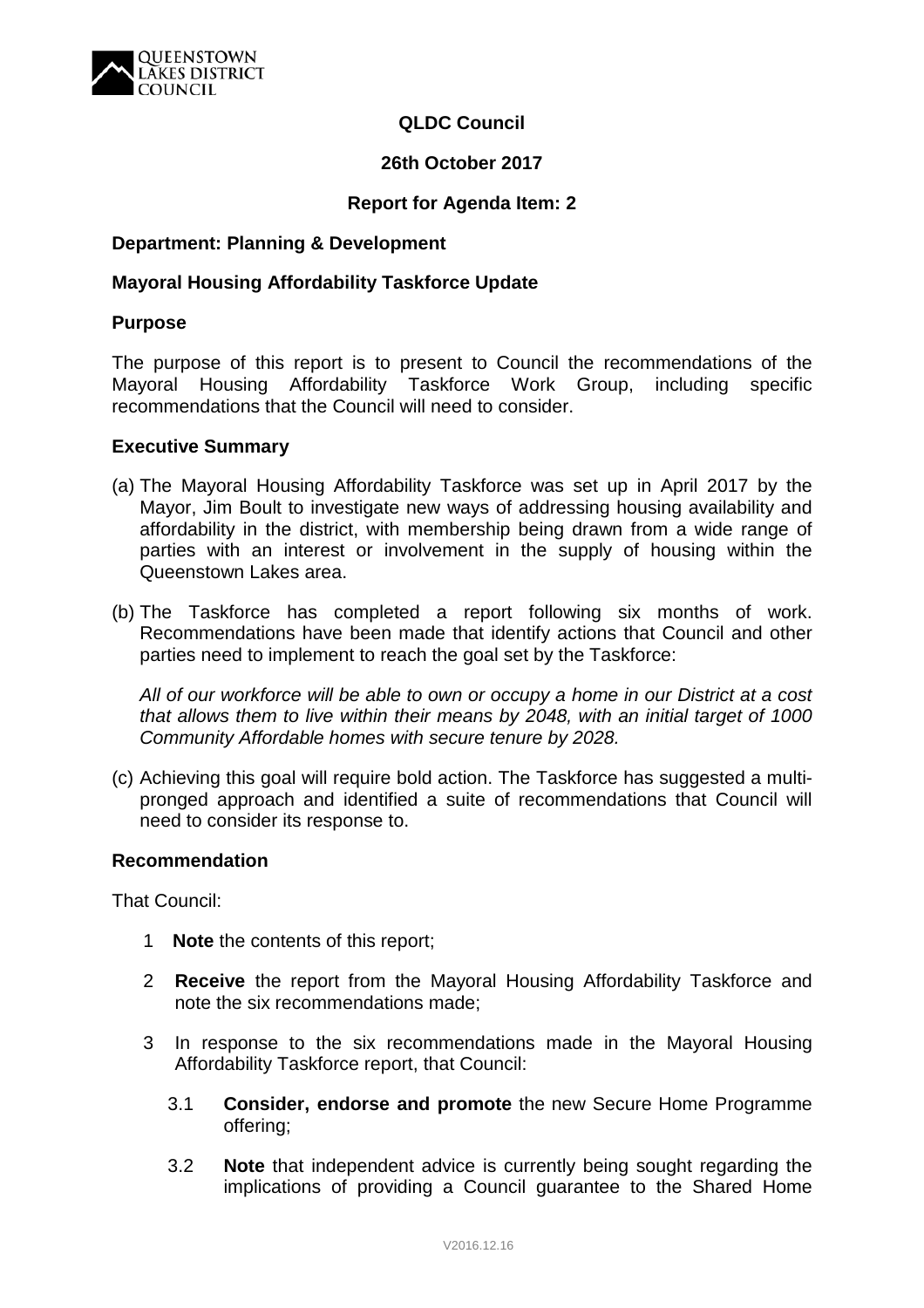**QLDC Council**

**26th October 2017**

**Report for Agenda Item: 2**

**Department: Planning & Development**

**Mayoral Housing Affordability Taskforce Update**

**Purpose**

The purpose of this report is to present to Council the recommendations of the Mayoral Housing Affordability Taskforce Work Group, including specific recommendations that the Council will need to consider.

**Executive Summary**

(a) The Mayoral Housing Affordability Taskforce was set up in April 2017 by the Mayor, Jim Boult to investigate new ways of addressing housing availability and affordability in the district, with membership being drawn from a wide range of parties with an interest or involvement in the supply of housing within the Queenstown Lakes area.

(b) The Taskforce has completed a report following six months of work. Recommendations have been made that identify actions that Council and other parties need to implement to reach the goal set by the Taskforce:

*All of our workforce will be able to own or occupy a home in our District at a cost that allows them to live within their means by 2048, with an initial target of 1000 Community Affordable homes with secure tenure by 2028.*

(c) Achieving this goal will require bold action. The Taskforce has suggested a multi-pronged approach and identified a suite of recommendations that Council will need to consider its response to.

**Recommendation**

That Council:

1 **Note** the contents of this report;

2 **Receive** the report from the Mayoral Housing Affordability Taskforce and note the six recommendations made;

3 In response to the six recommendations made in the Mayoral Housing Affordability Taskforce report, that Council:

  3.1 **Consider, endorse and promote** the new Secure Home Programme offering;

  3.2 **Note** that independent advice is currently being sought regarding the implications of providing a Council guarantee to the Shared Home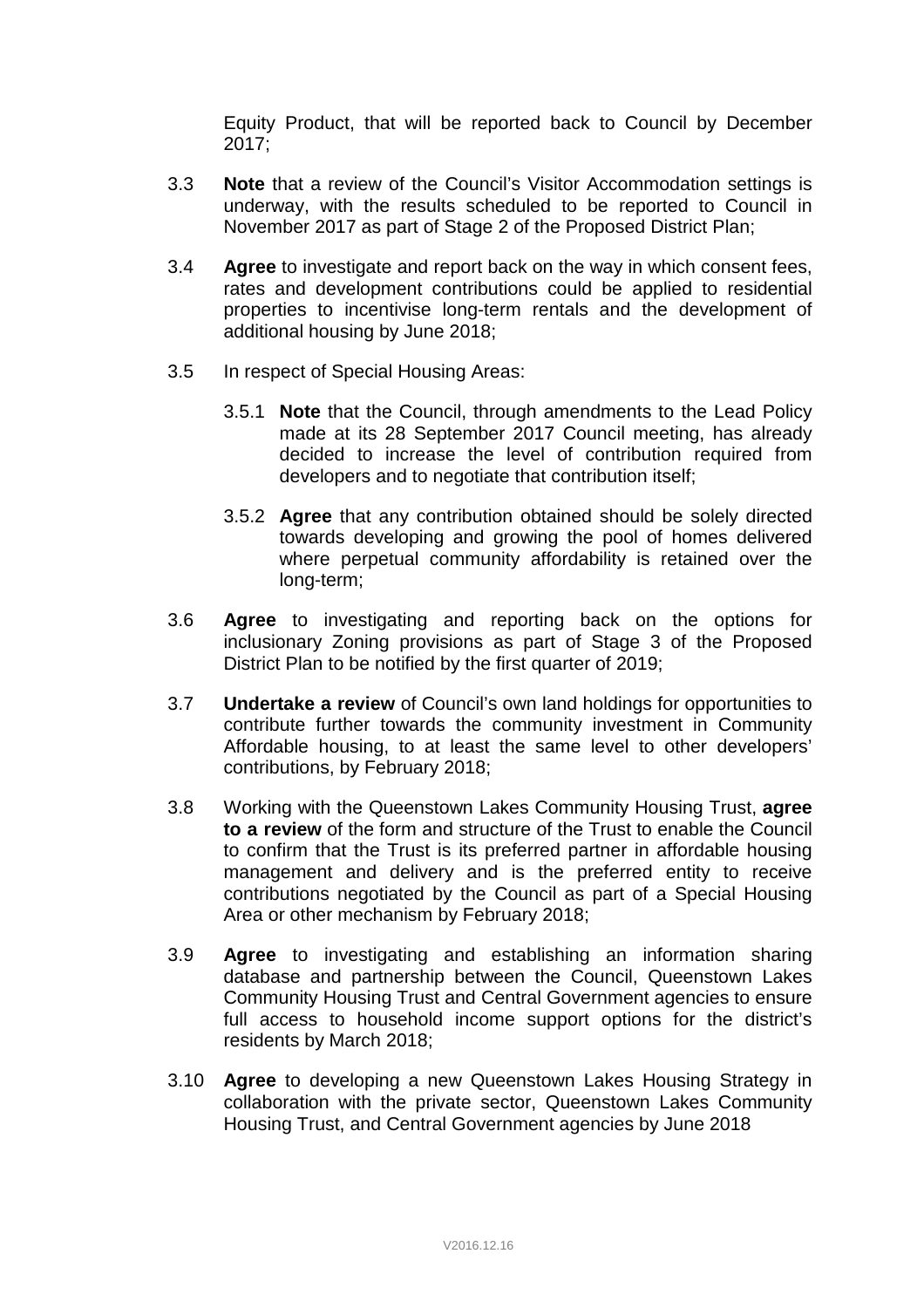Equity Product, that will be reported back to Council by December 2017;

3.3 **Note** that a review of the Council's Visitor Accommodation settings is underway, with the results scheduled to be reported to Council in November 2017 as part of Stage 2 of the Proposed District Plan;

3.4 **Agree** to investigate and report back on the way in which consent fees, rates and development contributions could be applied to residential properties to incentivise long-term rentals and the development of additional housing by June 2018;

3.5 In respect of Special Housing Areas:

3.5.1 **Note** that the Council, through amendments to the Lead Policy made at its 28 September 2017 Council meeting, has already decided to increase the level of contribution required from developers and to negotiate that contribution itself;

3.5.2 **Agree** that any contribution obtained should be solely directed towards developing and growing the pool of homes delivered where perpetual community affordability is retained over the long-term;

3.6 **Agree** to investigating and reporting back on the options for inclusionary Zoning provisions as part of Stage 3 of the Proposed District Plan to be notified by the first quarter of 2019;

3.7 **Undertake a review** of Council's own land holdings for opportunities to contribute further towards the community investment in Community Affordable housing, to at least the same level to other developers' contributions, by February 2018;

3.8 Working with the Queenstown Lakes Community Housing Trust, **agree to a review** of the form and structure of the Trust to enable the Council to confirm that the Trust is its preferred partner in affordable housing management and delivery and is the preferred entity to receive contributions negotiated by the Council as part of a Special Housing Area or other mechanism by February 2018;

3.9 **Agree** to investigating and establishing an information sharing database and partnership between the Council, Queenstown Lakes Community Housing Trust and Central Government agencies to ensure full access to household income support options for the district's residents by March 2018;

3.10 **Agree** to developing a new Queenstown Lakes Housing Strategy in collaboration with the private sector, Queenstown Lakes Community Housing Trust, and Central Government agencies by June 2018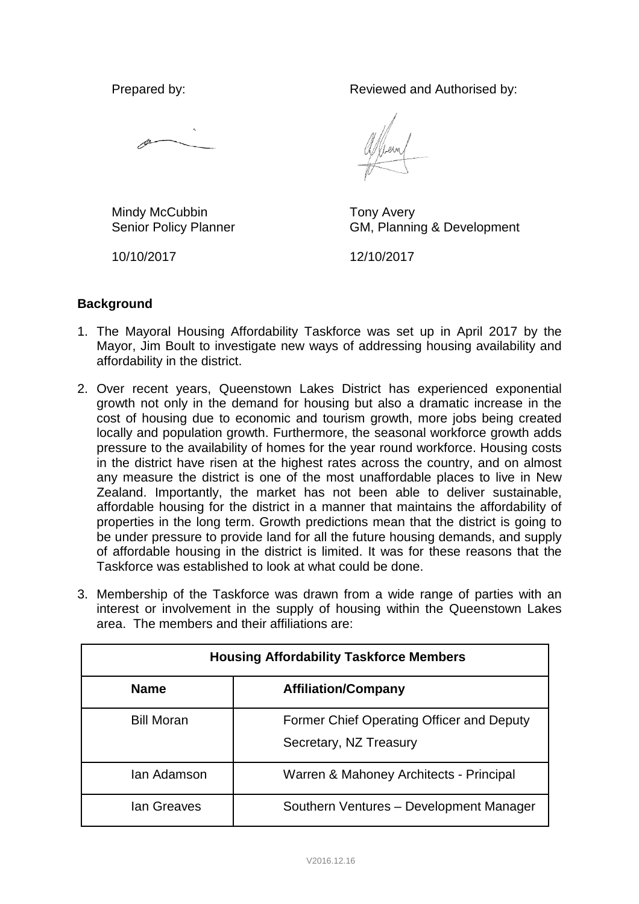Prepared by: Reviewed and Authorised by:

Mindy McCubbin
Senior Policy Planner

10/10/2017

Tony Avery
GM, Planning & Development

12/10/2017

**Background**

1. The Mayoral Housing Affordability Taskforce was set up in April 2017 by the Mayor, Jim Boult to investigate new ways of addressing housing availability and affordability in the district.

2. Over recent years, Queenstown Lakes District has experienced exponential growth not only in the demand for housing but also a dramatic increase in the cost of housing due to economic and tourism growth, more jobs being created locally and population growth. Furthermore, the seasonal workforce growth adds pressure to the availability of homes for the year round workforce. Housing costs in the district have risen at the highest rates across the country, and on almost any measure the district is one of the most unaffordable places to live in New Zealand. Importantly, the market has not been able to deliver sustainable, affordable housing for the district in a manner that maintains the affordability of properties in the long term. Growth predictions mean that the district is going to be under pressure to provide land for all the future housing demands, and supply of affordable housing in the district is limited. It was for these reasons that the Taskforce was established to look at what could be done.

3. Membership of the Taskforce was drawn from a wide range of parties with an interest or involvement in the supply of housing within the Queenstown Lakes area. The members and their affiliations are:

| Housing Affordability Taskforce Members | |
|---|---|
| **Name** | **Affiliation/Company** |
| Bill Moran | Former Chief Operating Officer and Deputy Secretary, NZ Treasury |
| Ian Adamson | Warren & Mahoney Architects - Principal |
| Ian Greaves | Southern Ventures – Development Manager |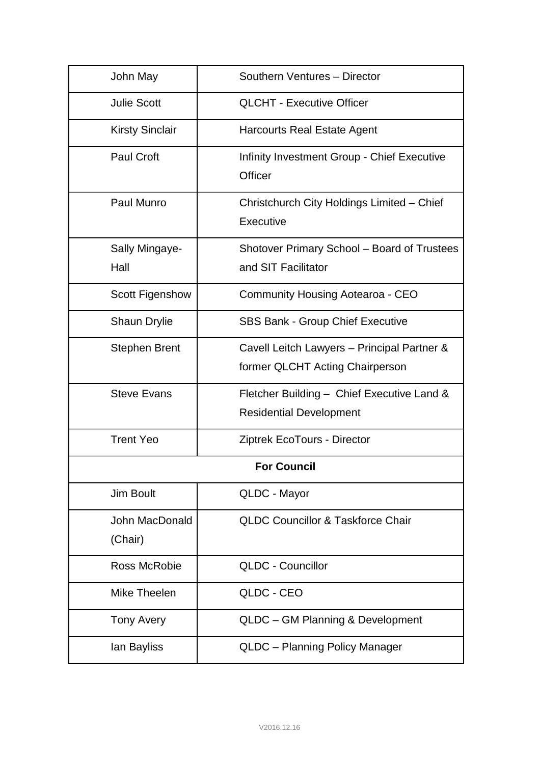| | |
|---|---|
| John May | Southern Ventures – Director |
| Julie Scott | QLCHT - Executive Officer |
| Kirsty Sinclair | Harcourts Real Estate Agent |
| Paul Croft | Infinity Investment Group - Chief Executive Officer |
| Paul Munro | Christchurch City Holdings Limited – Chief Executive |
| Sally Mingaye-Hall | Shotover Primary School – Board of Trustees and SIT Facilitator |
| Scott Figenshow | Community Housing Aotearoa - CEO |
| Shaun Drylie | SBS Bank - Group Chief Executive |
| Stephen Brent | Cavell Leitch Lawyers – Principal Partner & former QLCHT Acting Chairperson |
| Steve Evans | Fletcher Building – Chief Executive Land & Residential Development |
| Trent Yeo | Ziptrek EcoTours - Director |
| **For Council** | |
| Jim Boult | QLDC - Mayor |
| John MacDonald (Chair) | QLDC Councillor & Taskforce Chair |
| Ross McRobie | QLDC - Councillor |
| Mike Theelen | QLDC - CEO |
| Tony Avery | QLDC – GM Planning & Development |
| Ian Bayliss | QLDC – Planning Policy Manager |

V2016.12.16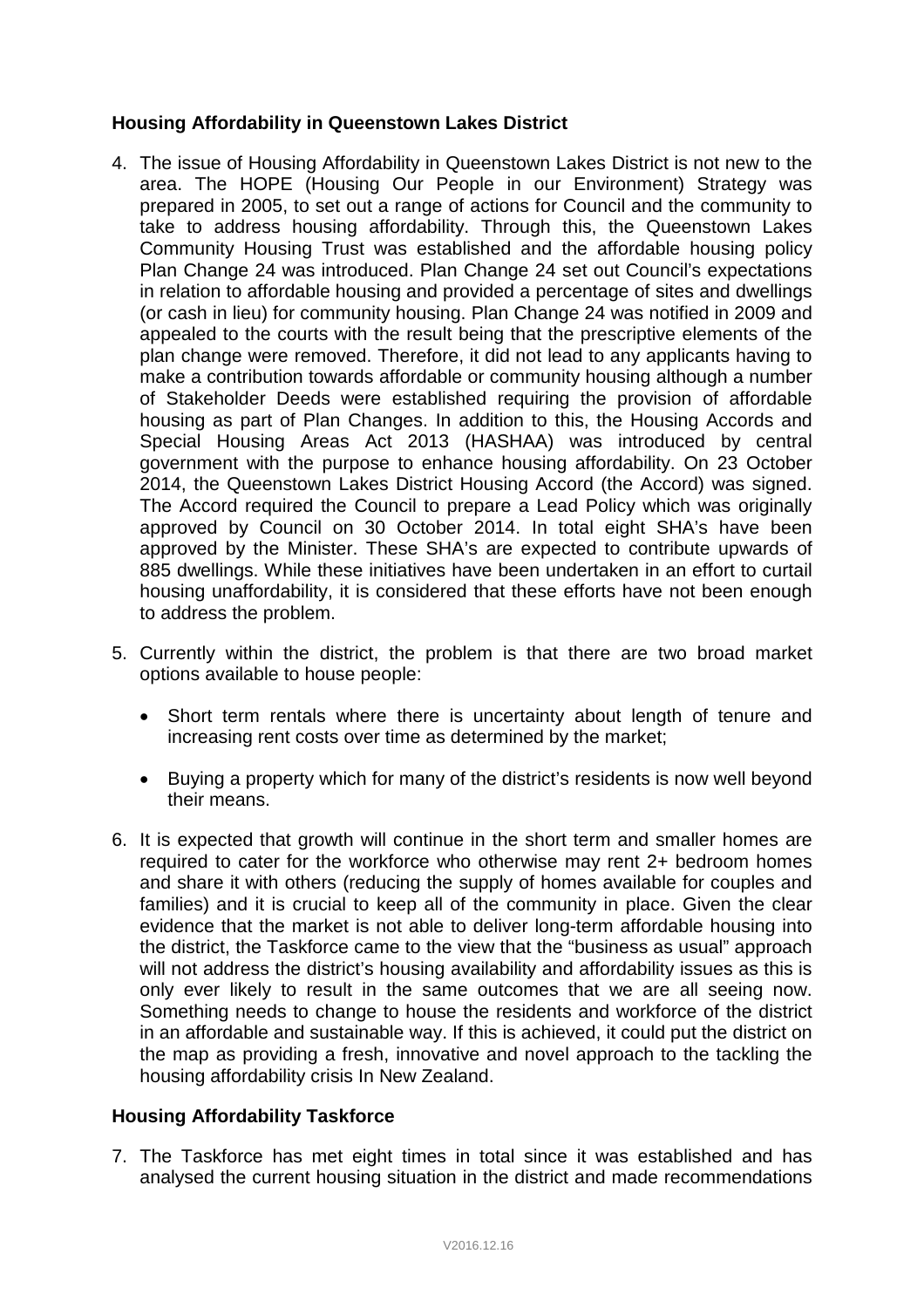## Housing Affordability in Queenstown Lakes District

4. The issue of Housing Affordability in Queenstown Lakes District is not new to the area. The HOPE (Housing Our People in our Environment) Strategy was prepared in 2005, to set out a range of actions for Council and the community to take to address housing affordability. Through this, the Queenstown Lakes Community Housing Trust was established and the affordable housing policy Plan Change 24 was introduced. Plan Change 24 set out Council's expectations in relation to affordable housing and provided a percentage of sites and dwellings (or cash in lieu) for community housing. Plan Change 24 was notified in 2009 and appealed to the courts with the result being that the prescriptive elements of the plan change were removed. Therefore, it did not lead to any applicants having to make a contribution towards affordable or community housing although a number of Stakeholder Deeds were established requiring the provision of affordable housing as part of Plan Changes. In addition to this, the Housing Accords and Special Housing Areas Act 2013 (HASHAA) was introduced by central government with the purpose to enhance housing affordability. On 23 October 2014, the Queenstown Lakes District Housing Accord (the Accord) was signed. The Accord required the Council to prepare a Lead Policy which was originally approved by Council on 30 October 2014. In total eight SHA's have been approved by the Minister. These SHA's are expected to contribute upwards of 885 dwellings. While these initiatives have been undertaken in an effort to curtail housing unaffordability, it is considered that these efforts have not been enough to address the problem.

5. Currently within the district, the problem is that there are two broad market options available to house people:

   - Short term rentals where there is uncertainty about length of tenure and increasing rent costs over time as determined by the market;
   - Buying a property which for many of the district's residents is now well beyond their means.

6. It is expected that growth will continue in the short term and smaller homes are required to cater for the workforce who otherwise may rent 2+ bedroom homes and share it with others (reducing the supply of homes available for couples and families) and it is crucial to keep all of the community in place. Given the clear evidence that the market is not able to deliver long-term affordable housing into the district, the Taskforce came to the view that the "business as usual" approach will not address the district's housing availability and affordability issues as this is only ever likely to result in the same outcomes that we are all seeing now. Something needs to change to house the residents and workforce of the district in an affordable and sustainable way. If this is achieved, it could put the district on the map as providing a fresh, innovative and novel approach to the tackling the housing affordability crisis In New Zealand.

## Housing Affordability Taskforce

7. The Taskforce has met eight times in total since it was established and has analysed the current housing situation in the district and made recommendations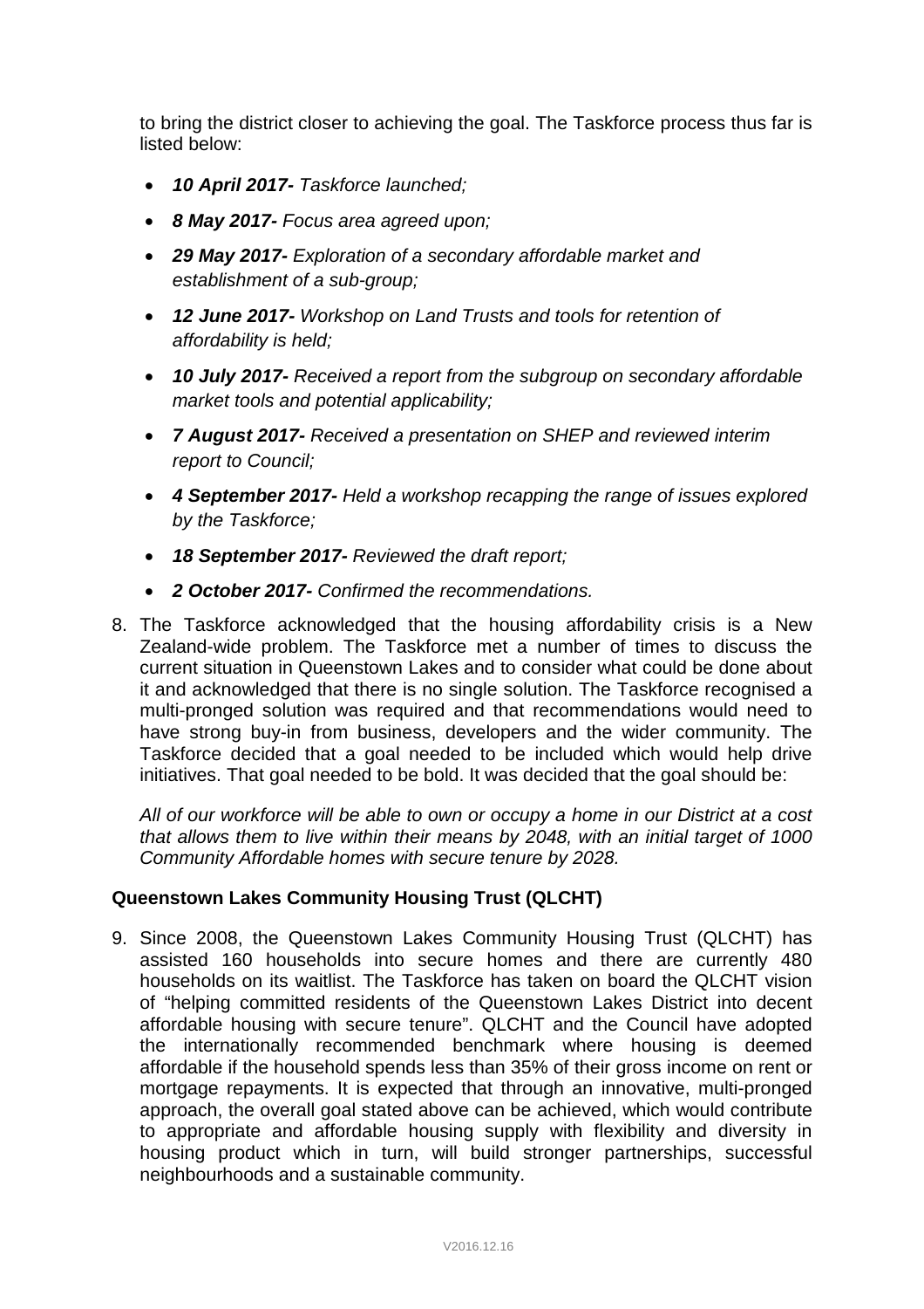to bring the district closer to achieving the goal. The Taskforce process thus far is listed below:

- ***10 April 2017-*** *Taskforce launched;*
- ***8 May 2017-*** *Focus area agreed upon;*
- ***29 May 2017-*** *Exploration of a secondary affordable market and establishment of a sub-group;*
- ***12 June 2017-*** *Workshop on Land Trusts and tools for retention of affordability is held;*
- ***10 July 2017-*** *Received a report from the subgroup on secondary affordable market tools and potential applicability;*
- ***7 August 2017-*** *Received a presentation on SHEP and reviewed interim report to Council;*
- ***4 September 2017-*** *Held a workshop recapping the range of issues explored by the Taskforce;*
- ***18 September 2017-*** *Reviewed the draft report;*
- ***2 October 2017-*** *Confirmed the recommendations.*

8. The Taskforce acknowledged that the housing affordability crisis is a New Zealand-wide problem. The Taskforce met a number of times to discuss the current situation in Queenstown Lakes and to consider what could be done about it and acknowledged that there is no single solution. The Taskforce recognised a multi-pronged solution was required and that recommendations would need to have strong buy-in from business, developers and the wider community. The Taskforce decided that a goal needed to be included which would help drive initiatives. That goal needed to be bold. It was decided that the goal should be:

   *All of our workforce will be able to own or occupy a home in our District at a cost that allows them to live within their means by 2048, with an initial target of 1000 Community Affordable homes with secure tenure by 2028.*

**Queenstown Lakes Community Housing Trust (QLCHT)**

9. Since 2008, the Queenstown Lakes Community Housing Trust (QLCHT) has assisted 160 households into secure homes and there are currently 480 households on its waitlist. The Taskforce has taken on board the QLCHT vision of "helping committed residents of the Queenstown Lakes District into decent affordable housing with secure tenure". QLCHT and the Council have adopted the internationally recommended benchmark where housing is deemed affordable if the household spends less than 35% of their gross income on rent or mortgage repayments. It is expected that through an innovative, multi-pronged approach, the overall goal stated above can be achieved, which would contribute to appropriate and affordable housing supply with flexibility and diversity in housing product which in turn, will build stronger partnerships, successful neighbourhoods and a sustainable community.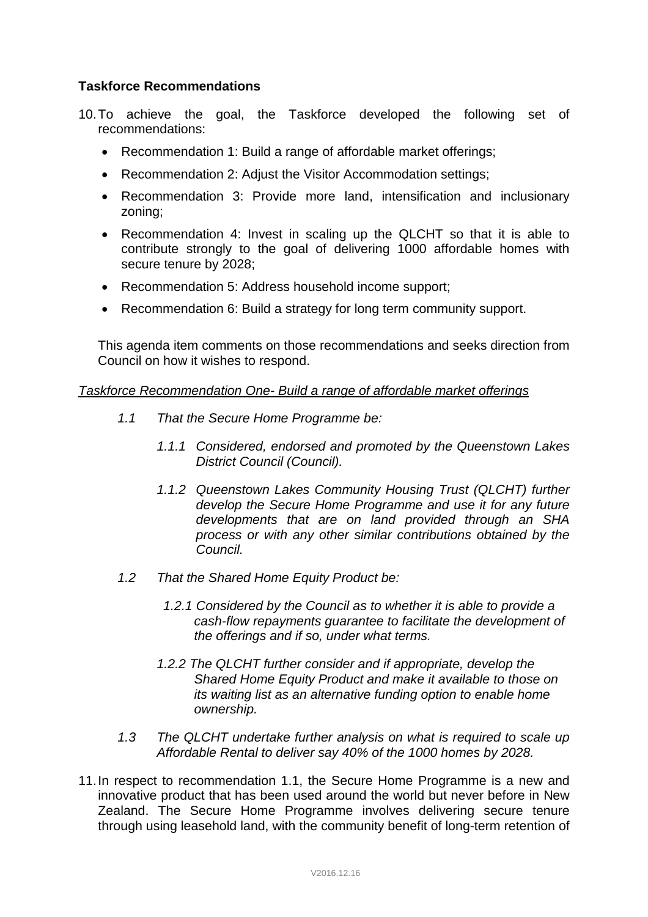**Taskforce Recommendations**

10. To achieve the goal, the Taskforce developed the following set of recommendations:

    - Recommendation 1: Build a range of affordable market offerings;
    - Recommendation 2: Adjust the Visitor Accommodation settings;
    - Recommendation 3: Provide more land, intensification and inclusionary zoning;
    - Recommendation 4: Invest in scaling up the QLCHT so that it is able to contribute strongly to the goal of delivering 1000 affordable homes with secure tenure by 2028;
    - Recommendation 5: Address household income support;
    - Recommendation 6: Build a strategy for long term community support.

    This agenda item comments on those recommendations and seeks direction from Council on how it wishes to respond.

<u>*Taskforce Recommendation One- Build a range of affordable market offerings*</u>

*1.1 That the Secure Home Programme be:*

*1.1.1 Considered, endorsed and promoted by the Queenstown Lakes District Council (Council).*

*1.1.2 Queenstown Lakes Community Housing Trust (QLCHT) further develop the Secure Home Programme and use it for any future developments that are on land provided through an SHA process or with any other similar contributions obtained by the Council.*

*1.2 That the Shared Home Equity Product be:*

*1.2.1 Considered by the Council as to whether it is able to provide a cash-flow repayments guarantee to facilitate the development of the offerings and if so, under what terms.*

*1.2.2 The QLCHT further consider and if appropriate, develop the Shared Home Equity Product and make it available to those on its waiting list as an alternative funding option to enable home ownership.*

*1.3 The QLCHT undertake further analysis on what is required to scale up Affordable Rental to deliver say 40% of the 1000 homes by 2028.*

11. In respect to recommendation 1.1, the Secure Home Programme is a new and innovative product that has been used around the world but never before in New Zealand. The Secure Home Programme involves delivering secure tenure through using leasehold land, with the community benefit of long-term retention of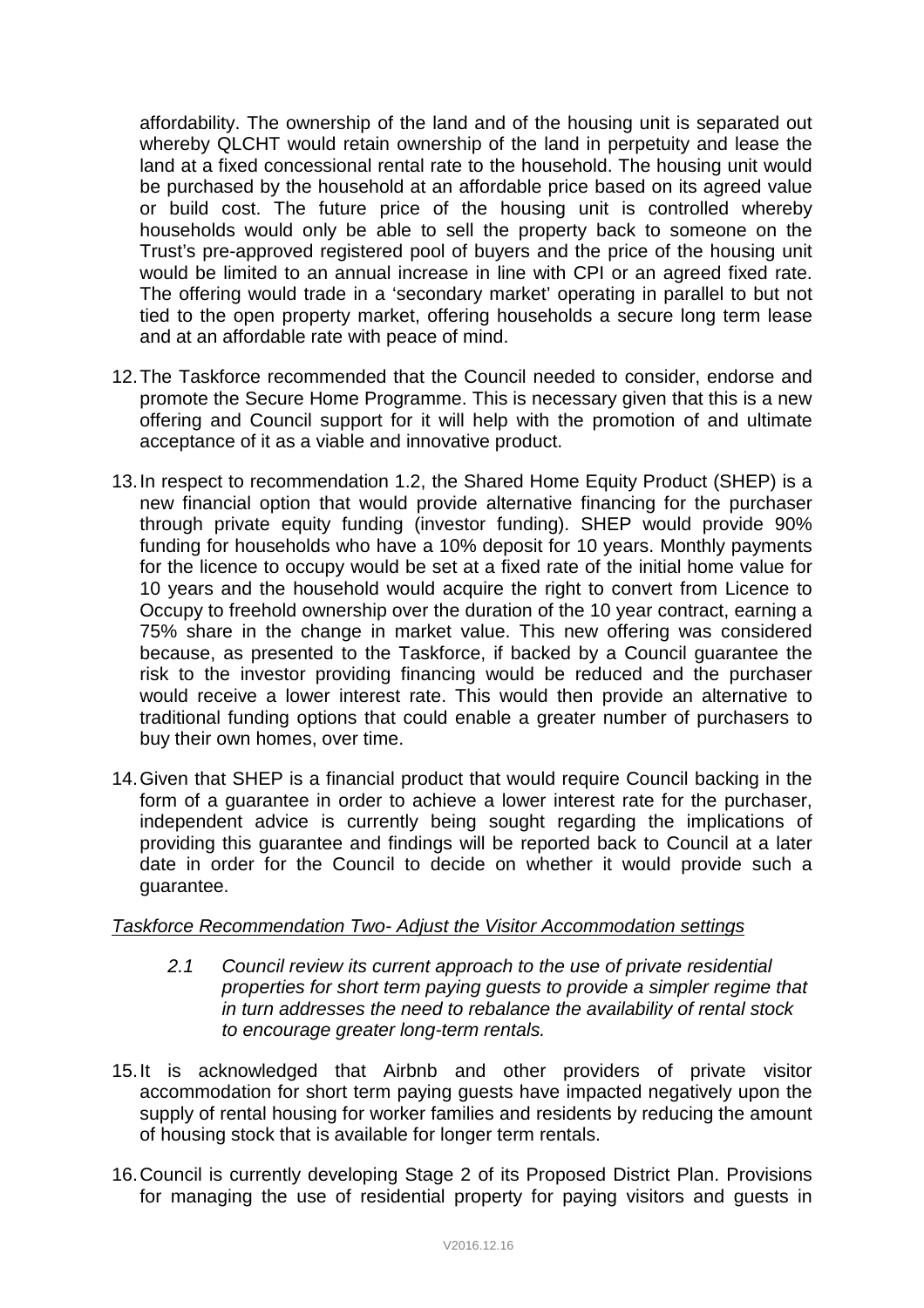affordability. The ownership of the land and of the housing unit is separated out whereby QLCHT would retain ownership of the land in perpetuity and lease the land at a fixed concessional rental rate to the household. The housing unit would be purchased by the household at an affordable price based on its agreed value or build cost. The future price of the housing unit is controlled whereby households would only be able to sell the property back to someone on the Trust's pre-approved registered pool of buyers and the price of the housing unit would be limited to an annual increase in line with CPI or an agreed fixed rate. The offering would trade in a 'secondary market' operating in parallel to but not tied to the open property market, offering households a secure long term lease and at an affordable rate with peace of mind.

12. The Taskforce recommended that the Council needed to consider, endorse and promote the Secure Home Programme. This is necessary given that this is a new offering and Council support for it will help with the promotion of and ultimate acceptance of it as a viable and innovative product.

13. In respect to recommendation 1.2, the Shared Home Equity Product (SHEP) is a new financial option that would provide alternative financing for the purchaser through private equity funding (investor funding). SHEP would provide 90% funding for households who have a 10% deposit for 10 years. Monthly payments for the licence to occupy would be set at a fixed rate of the initial home value for 10 years and the household would acquire the right to convert from Licence to Occupy to freehold ownership over the duration of the 10 year contract, earning a 75% share in the change in market value. This new offering was considered because, as presented to the Taskforce, if backed by a Council guarantee the risk to the investor providing financing would be reduced and the purchaser would receive a lower interest rate. This would then provide an alternative to traditional funding options that could enable a greater number of purchasers to buy their own homes, over time.

14. Given that SHEP is a financial product that would require Council backing in the form of a guarantee in order to achieve a lower interest rate for the purchaser, independent advice is currently being sought regarding the implications of providing this guarantee and findings will be reported back to Council at a later date in order for the Council to decide on whether it would provide such a guarantee.

*Taskforce Recommendation Two- Adjust the Visitor Accommodation settings*

> *2.1 Council review its current approach to the use of private residential properties for short term paying guests to provide a simpler regime that in turn addresses the need to rebalance the availability of rental stock to encourage greater long-term rentals.*

15. It is acknowledged that Airbnb and other providers of private visitor accommodation for short term paying guests have impacted negatively upon the supply of rental housing for worker families and residents by reducing the amount of housing stock that is available for longer term rentals.

16. Council is currently developing Stage 2 of its Proposed District Plan. Provisions for managing the use of residential property for paying visitors and guests in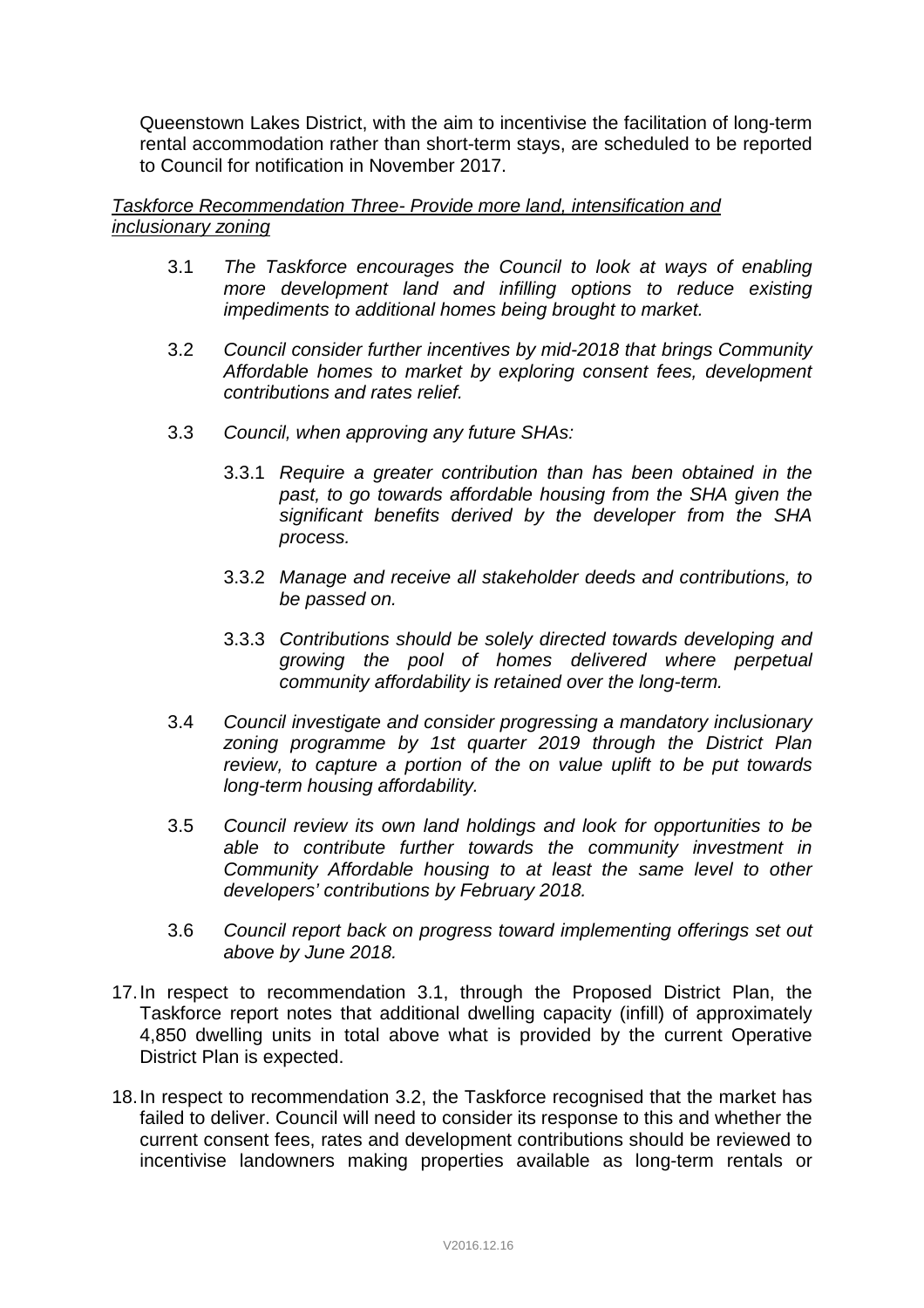Queenstown Lakes District, with the aim to incentivise the facilitation of long-term rental accommodation rather than short-term stays, are scheduled to be reported to Council for notification in November 2017.

*Taskforce Recommendation Three- Provide more land, intensification and inclusionary zoning*

3.1 *The Taskforce encourages the Council to look at ways of enabling more development land and infilling options to reduce existing impediments to additional homes being brought to market.*

3.2 *Council consider further incentives by mid-2018 that brings Community Affordable homes to market by exploring consent fees, development contributions and rates relief.*

3.3 *Council, when approving any future SHAs:*

3.3.1 *Require a greater contribution than has been obtained in the past, to go towards affordable housing from the SHA given the significant benefits derived by the developer from the SHA process.*

3.3.2 *Manage and receive all stakeholder deeds and contributions, to be passed on.*

3.3.3 *Contributions should be solely directed towards developing and growing the pool of homes delivered where perpetual community affordability is retained over the long-term.*

3.4 *Council investigate and consider progressing a mandatory inclusionary zoning programme by 1st quarter 2019 through the District Plan review, to capture a portion of the on value uplift to be put towards long-term housing affordability.*

3.5 *Council review its own land holdings and look for opportunities to be able to contribute further towards the community investment in Community Affordable housing to at least the same level to other developers' contributions by February 2018.*

3.6 *Council report back on progress toward implementing offerings set out above by June 2018.*

17. In respect to recommendation 3.1, through the Proposed District Plan, the Taskforce report notes that additional dwelling capacity (infill) of approximately 4,850 dwelling units in total above what is provided by the current Operative District Plan is expected.

18. In respect to recommendation 3.2, the Taskforce recognised that the market has failed to deliver. Council will need to consider its response to this and whether the current consent fees, rates and development contributions should be reviewed to incentivise landowners making properties available as long-term rentals or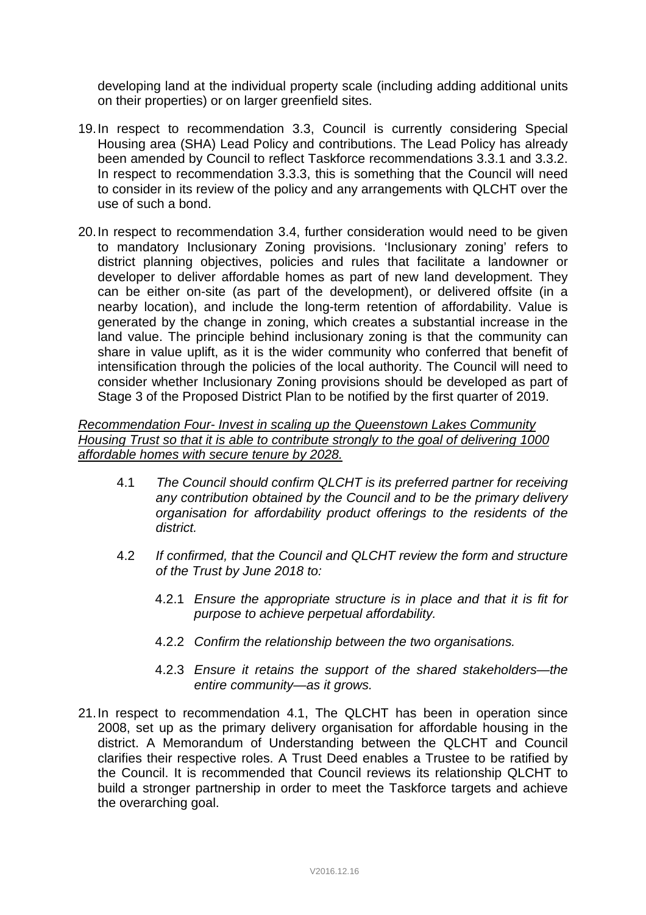developing land at the individual property scale (including adding additional units on their properties) or on larger greenfield sites.

19. In respect to recommendation 3.3, Council is currently considering Special Housing area (SHA) Lead Policy and contributions. The Lead Policy has already been amended by Council to reflect Taskforce recommendations 3.3.1 and 3.3.2. In respect to recommendation 3.3.3, this is something that the Council will need to consider in its review of the policy and any arrangements with QLCHT over the use of such a bond.

20. In respect to recommendation 3.4, further consideration would need to be given to mandatory Inclusionary Zoning provisions. 'Inclusionary zoning' refers to district planning objectives, policies and rules that facilitate a landowner or developer to deliver affordable homes as part of new land development. They can be either on-site (as part of the development), or delivered offsite (in a nearby location), and include the long-term retention of affordability. Value is generated by the change in zoning, which creates a substantial increase in the land value. The principle behind inclusionary zoning is that the community can share in value uplift, as it is the wider community who conferred that benefit of intensification through the policies of the local authority. The Council will need to consider whether Inclusionary Zoning provisions should be developed as part of Stage 3 of the Proposed District Plan to be notified by the first quarter of 2019.

<u>*Recommendation Four- Invest in scaling up the Queenstown Lakes Community Housing Trust so that it is able to contribute strongly to the goal of delivering 1000 affordable homes with secure tenure by 2028.*</u>

4.1 *The Council should confirm QLCHT is its preferred partner for receiving any contribution obtained by the Council and to be the primary delivery organisation for affordability product offerings to the residents of the district.*

4.2 *If confirmed, that the Council and QLCHT review the form and structure of the Trust by June 2018 to:*

4.2.1 *Ensure the appropriate structure is in place and that it is fit for purpose to achieve perpetual affordability.*

4.2.2 *Confirm the relationship between the two organisations.*

4.2.3 *Ensure it retains the support of the shared stakeholders—the entire community—as it grows.*

21. In respect to recommendation 4.1, The QLCHT has been in operation since 2008, set up as the primary delivery organisation for affordable housing in the district. A Memorandum of Understanding between the QLCHT and Council clarifies their respective roles. A Trust Deed enables a Trustee to be ratified by the Council. It is recommended that Council reviews its relationship QLCHT to build a stronger partnership in order to meet the Taskforce targets and achieve the overarching goal.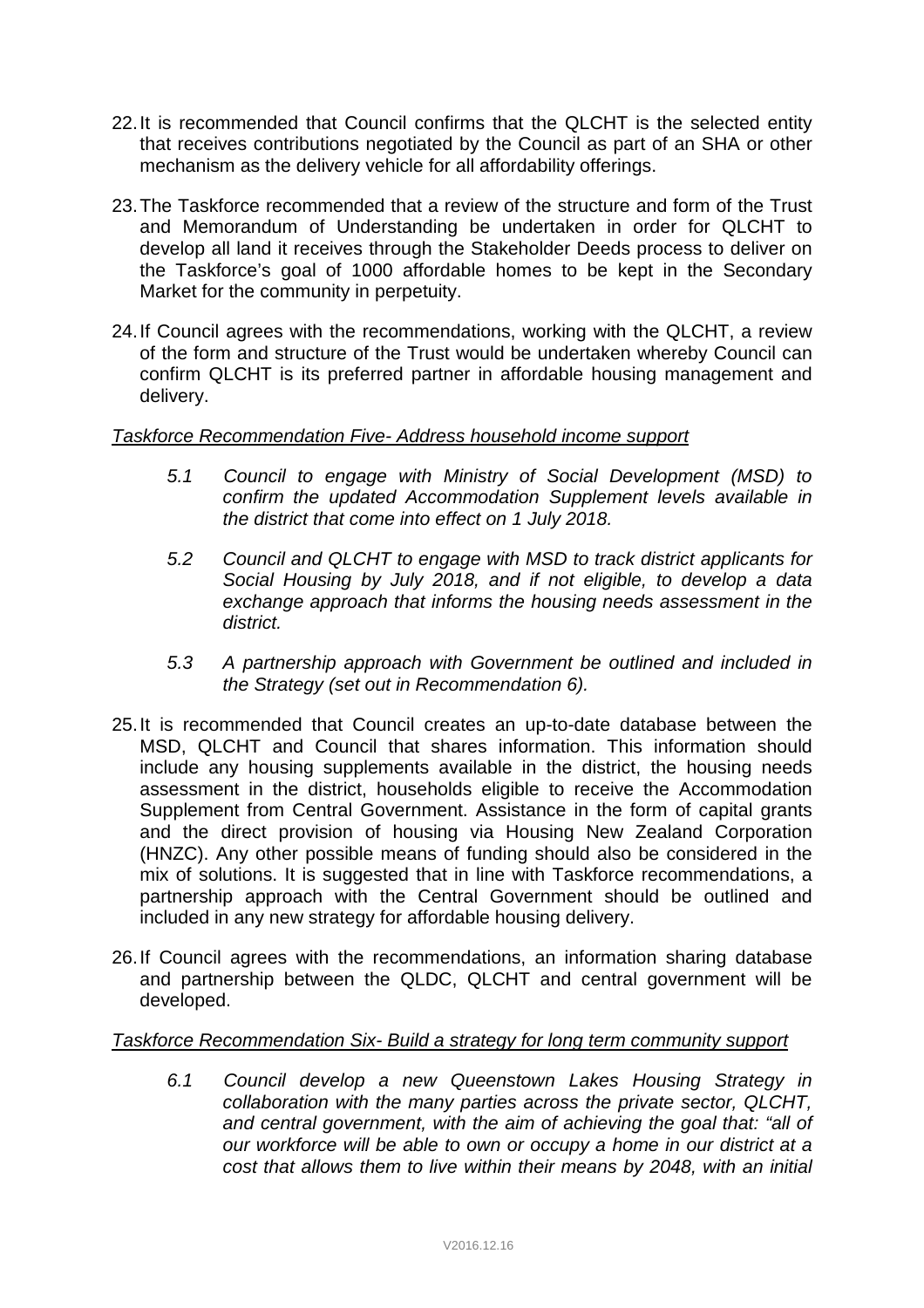22. It is recommended that Council confirms that the QLCHT is the selected entity that receives contributions negotiated by the Council as part of an SHA or other mechanism as the delivery vehicle for all affordability offerings.

23. The Taskforce recommended that a review of the structure and form of the Trust and Memorandum of Understanding be undertaken in order for QLCHT to develop all land it receives through the Stakeholder Deeds process to deliver on the Taskforce's goal of 1000 affordable homes to be kept in the Secondary Market for the community in perpetuity.

24. If Council agrees with the recommendations, working with the QLCHT, a review of the form and structure of the Trust would be undertaken whereby Council can confirm QLCHT is its preferred partner in affordable housing management and delivery.

*Taskforce Recommendation Five- Address household income support*

> *5.1 Council to engage with Ministry of Social Development (MSD) to confirm the updated Accommodation Supplement levels available in the district that come into effect on 1 July 2018.*
>
> *5.2 Council and QLCHT to engage with MSD to track district applicants for Social Housing by July 2018, and if not eligible, to develop a data exchange approach that informs the housing needs assessment in the district.*
>
> *5.3 A partnership approach with Government be outlined and included in the Strategy (set out in Recommendation 6).*

25. It is recommended that Council creates an up-to-date database between the MSD, QLCHT and Council that shares information. This information should include any housing supplements available in the district, the housing needs assessment in the district, households eligible to receive the Accommodation Supplement from Central Government. Assistance in the form of capital grants and the direct provision of housing via Housing New Zealand Corporation (HNZC). Any other possible means of funding should also be considered in the mix of solutions. It is suggested that in line with Taskforce recommendations, a partnership approach with the Central Government should be outlined and included in any new strategy for affordable housing delivery.

26. If Council agrees with the recommendations, an information sharing database and partnership between the QLDC, QLCHT and central government will be developed.

*Taskforce Recommendation Six- Build a strategy for long term community support*

> *6.1 Council develop a new Queenstown Lakes Housing Strategy in collaboration with the many parties across the private sector, QLCHT, and central government, with the aim of achieving the goal that: "all of our workforce will be able to own or occupy a home in our district at a cost that allows them to live within their means by 2048, with an initial*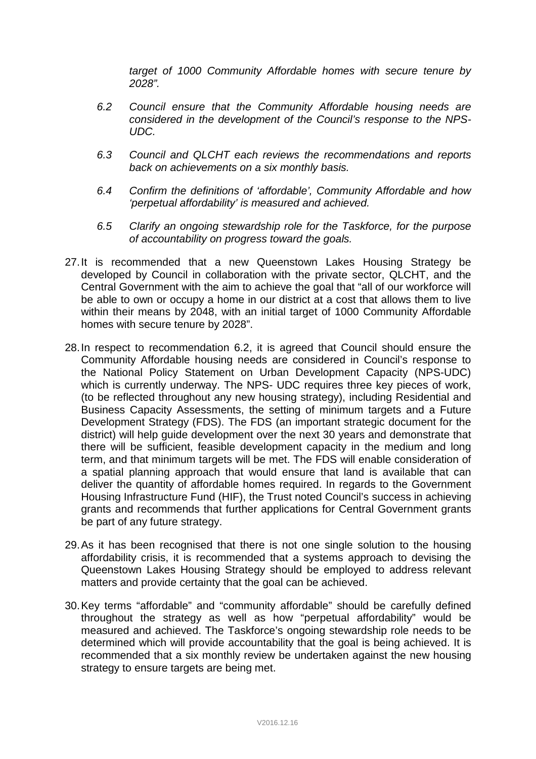*target of 1000 Community Affordable homes with secure tenure by 2028".*

*6.2 Council ensure that the Community Affordable housing needs are considered in the development of the Council's response to the NPS-UDC.*

*6.3 Council and QLCHT each reviews the recommendations and reports back on achievements on a six monthly basis.*

*6.4 Confirm the definitions of 'affordable', Community Affordable and how 'perpetual affordability' is measured and achieved.*

*6.5 Clarify an ongoing stewardship role for the Taskforce, for the purpose of accountability on progress toward the goals.*

27. It is recommended that a new Queenstown Lakes Housing Strategy be developed by Council in collaboration with the private sector, QLCHT, and the Central Government with the aim to achieve the goal that "all of our workforce will be able to own or occupy a home in our district at a cost that allows them to live within their means by 2048, with an initial target of 1000 Community Affordable homes with secure tenure by 2028".

28. In respect to recommendation 6.2, it is agreed that Council should ensure the Community Affordable housing needs are considered in Council's response to the National Policy Statement on Urban Development Capacity (NPS-UDC) which is currently underway. The NPS- UDC requires three key pieces of work, (to be reflected throughout any new housing strategy), including Residential and Business Capacity Assessments, the setting of minimum targets and a Future Development Strategy (FDS). The FDS (an important strategic document for the district) will help guide development over the next 30 years and demonstrate that there will be sufficient, feasible development capacity in the medium and long term, and that minimum targets will be met. The FDS will enable consideration of a spatial planning approach that would ensure that land is available that can deliver the quantity of affordable homes required. In regards to the Government Housing Infrastructure Fund (HIF), the Trust noted Council's success in achieving grants and recommends that further applications for Central Government grants be part of any future strategy.

29. As it has been recognised that there is not one single solution to the housing affordability crisis, it is recommended that a systems approach to devising the Queenstown Lakes Housing Strategy should be employed to address relevant matters and provide certainty that the goal can be achieved.

30. Key terms "affordable" and "community affordable" should be carefully defined throughout the strategy as well as how "perpetual affordability" would be measured and achieved. The Taskforce's ongoing stewardship role needs to be determined which will provide accountability that the goal is being achieved. It is recommended that a six monthly review be undertaken against the new housing strategy to ensure targets are being met.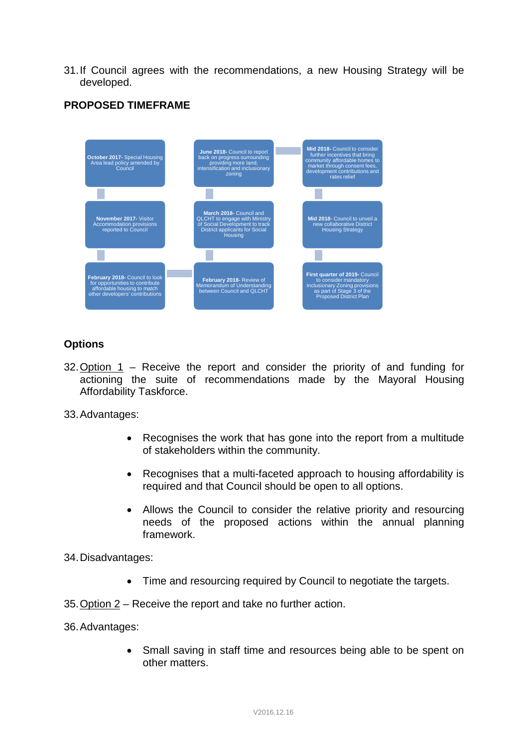31. If Council agrees with the recommendations, a new Housing Strategy will be developed.

**PROPOSED TIMEFRAME**

- **October 2017-** Special Housing Area lead policy amended by Council
- **November 2017-** Visitor Accommodation provisions reported to Council
- **February 2018-** Council to look for opportunities to contribute affordable housing to match other developers' contributions
- **February 2018-** Review of Memorandum of Understanding between Council and QLCHT
- **March 2018-** Council and QLCHT to engage with Ministry of Social Development to track District applicants for Social Housing
- **June 2018-** Council to report back on progress surrounding providing more land, intensification and inclusionary zoning
- **Mid 2018-** Council to consider further incentives that bring community affordable homes to market through consent fees, development contributions and rates relief
- **Mid 2018-** Council to unveil a new collaborative District Housing Strategy
- **First quarter of 2019-** Council to consider mandatory Inclusionary Zoning provisions as part of Stage 3 of the Proposed District Plan

**Options**

32. Option 1 – Receive the report and consider the priority of and funding for actioning the suite of recommendations made by the Mayoral Housing Affordability Taskforce.

33. Advantages:

- Recognises the work that has gone into the report from a multitude of stakeholders within the community.
- Recognises that a multi-faceted approach to housing affordability is required and that Council should be open to all options.
- Allows the Council to consider the relative priority and resourcing needs of the proposed actions within the annual planning framework.

34. Disadvantages:

- Time and resourcing required by Council to negotiate the targets.

35. Option 2 – Receive the report and take no further action.

36. Advantages:

- Small saving in staff time and resources being able to be spent on other matters.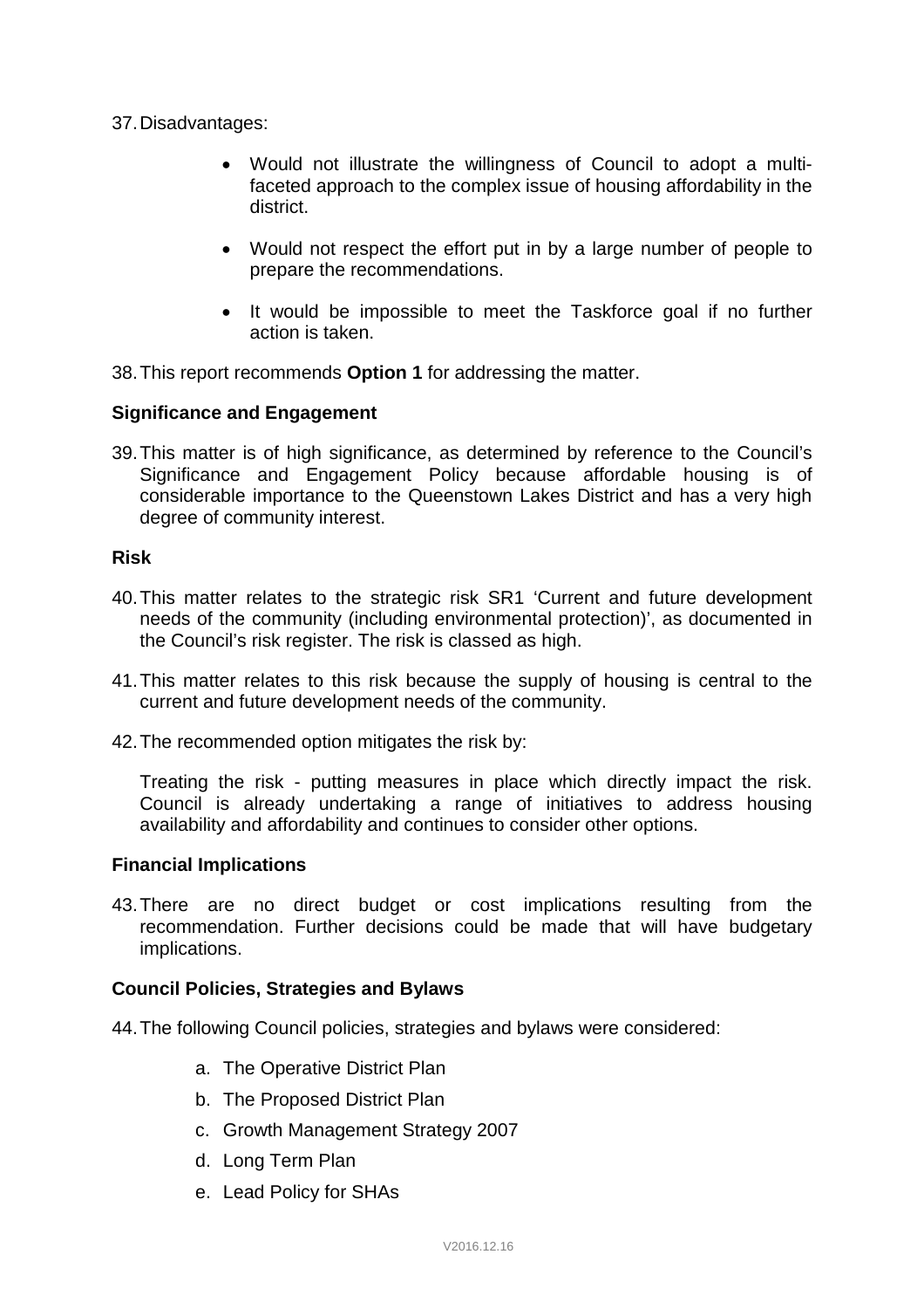37. Disadvantages:

- Would not illustrate the willingness of Council to adopt a multi-faceted approach to the complex issue of housing affordability in the district.
- Would not respect the effort put in by a large number of people to prepare the recommendations.
- It would be impossible to meet the Taskforce goal if no further action is taken.

38. This report recommends **Option 1** for addressing the matter.

**Significance and Engagement**

39. This matter is of high significance, as determined by reference to the Council's Significance and Engagement Policy because affordable housing is of considerable importance to the Queenstown Lakes District and has a very high degree of community interest.

**Risk**

40. This matter relates to the strategic risk SR1 'Current and future development needs of the community (including environmental protection)', as documented in the Council's risk register. The risk is classed as high.

41. This matter relates to this risk because the supply of housing is central to the current and future development needs of the community.

42. The recommended option mitigates the risk by:

Treating the risk - putting measures in place which directly impact the risk. Council is already undertaking a range of initiatives to address housing availability and affordability and continues to consider other options.

**Financial Implications**

43. There are no direct budget or cost implications resulting from the recommendation. Further decisions could be made that will have budgetary implications.

**Council Policies, Strategies and Bylaws**

44. The following Council policies, strategies and bylaws were considered:

a. The Operative District Plan
b. The Proposed District Plan
c. Growth Management Strategy 2007
d. Long Term Plan
e. Lead Policy for SHAs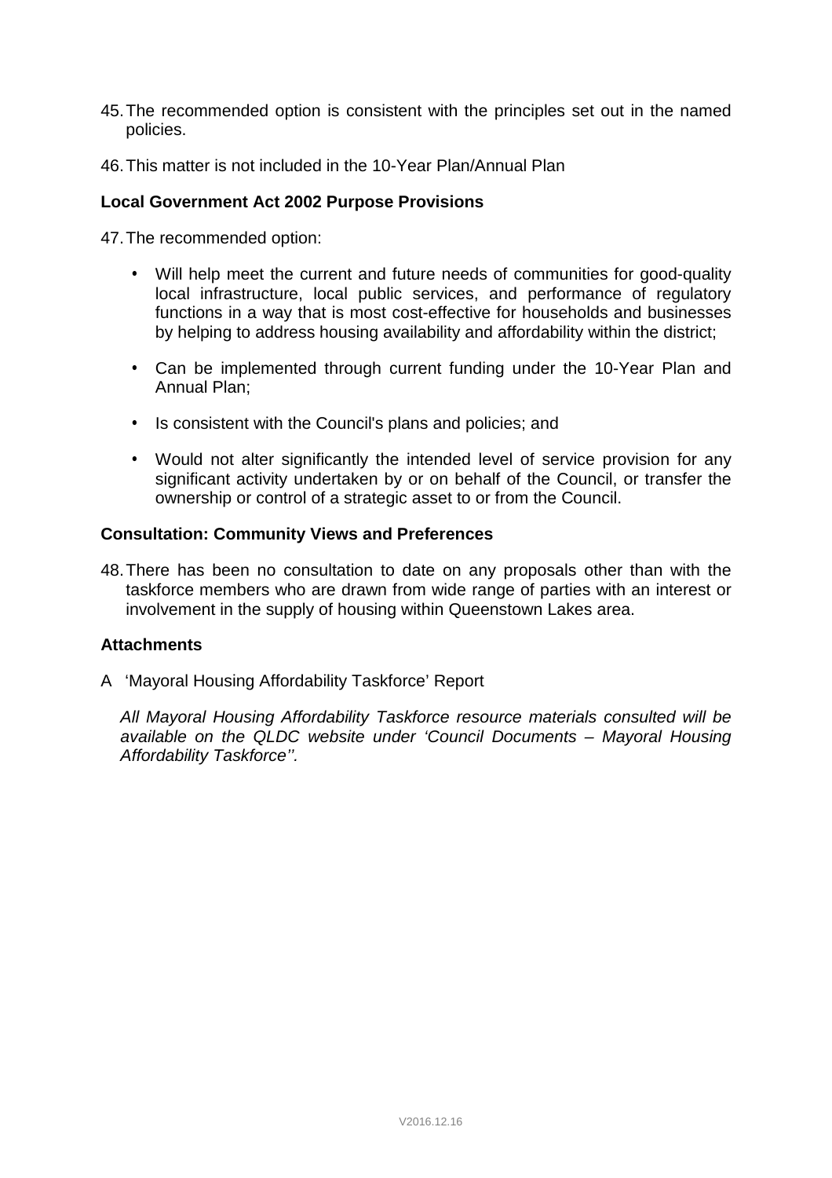45. The recommended option is consistent with the principles set out in the named policies.

46. This matter is not included in the 10-Year Plan/Annual Plan

**Local Government Act 2002 Purpose Provisions**

47. The recommended option:

- Will help meet the current and future needs of communities for good-quality local infrastructure, local public services, and performance of regulatory functions in a way that is most cost-effective for households and businesses by helping to address housing availability and affordability within the district;
- Can be implemented through current funding under the 10-Year Plan and Annual Plan;
- Is consistent with the Council's plans and policies; and
- Would not alter significantly the intended level of service provision for any significant activity undertaken by or on behalf of the Council, or transfer the ownership or control of a strategic asset to or from the Council.

**Consultation: Community Views and Preferences**

48. There has been no consultation to date on any proposals other than with the taskforce members who are drawn from wide range of parties with an interest or involvement in the supply of housing within Queenstown Lakes area.

**Attachments**

A 'Mayoral Housing Affordability Taskforce' Report

*All Mayoral Housing Affordability Taskforce resource materials consulted will be available on the QLDC website under 'Council Documents – Mayoral Housing Affordability Taskforce''.*

V2016.12.16